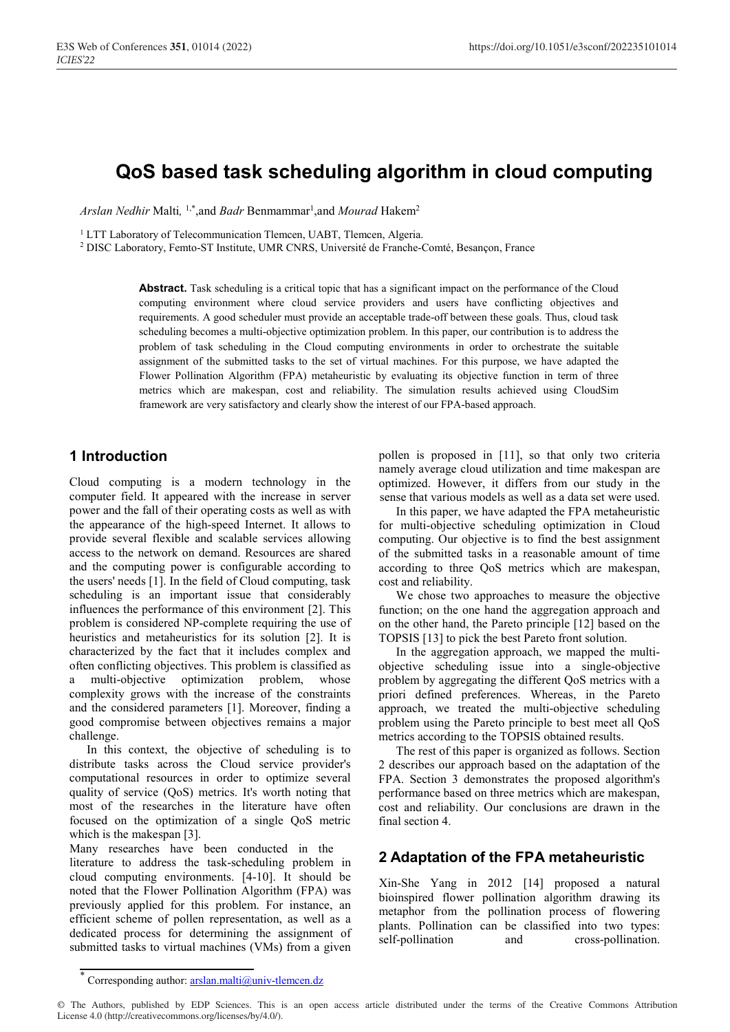# QoS based task scheduling algorithm in cloud computing

*Arslan Nedhir* Malti, [1,*], and *Badr* Benmammar[1], and *Mourad* Hakem[2]

[1] LTT Laboratory of Telecommunication Tlemcen, UABT, Tlemcen, Algeria.
[2] DISC Laboratory, Femto-ST Institute, UMR CNRS, Université de Franche-Comté, Besançon, France

**Abstract.** Task scheduling is a critical topic that has a significant impact on the performance of the Cloud computing environment where cloud service providers and users have conflicting objectives and requirements. A good scheduler must provide an acceptable trade-off between these goals. Thus, cloud task scheduling becomes a multi-objective optimization problem. In this paper, our contribution is to address the problem of task scheduling in the Cloud computing environments in order to orchestrate the suitable assignment of the submitted tasks to the set of virtual machines. For this purpose, we have adapted the Flower Pollination Algorithm (FPA) metaheuristic by evaluating its objective function in term of three metrics which are makespan, cost and reliability. The simulation results achieved using CloudSim framework are very satisfactory and clearly show the interest of our FPA-based approach.

## 1 Introduction

Cloud computing is a modern technology in the computer field. It appeared with the increase in server power and the fall of their operating costs as well as with the appearance of the high-speed Internet. It allows to provide several flexible and scalable services allowing access to the network on demand. Resources are shared and the computing power is configurable according to the users' needs [1]. In the field of Cloud computing, task scheduling is an important issue that considerably influences the performance of this environment [2]. This problem is considered NP-complete requiring the use of heuristics and metaheuristics for its solution [2]. It is characterized by the fact that it includes complex and often conflicting objectives. This problem is classified as a multi-objective optimization problem, whose complexity grows with the increase of the constraints and the considered parameters [1]. Moreover, finding a good compromise between objectives remains a major challenge.

In this context, the objective of scheduling is to distribute tasks across the Cloud service provider's computational resources in order to optimize several quality of service (QoS) metrics. It's worth noting that most of the researches in the literature have often focused on the optimization of a single QoS metric which is the makespan [3].

Many researches have been conducted in the literature to address the task-scheduling problem in cloud computing environments. [4-10]. It should be noted that the Flower Pollination Algorithm (FPA) was previously applied for this problem. For instance, an efficient scheme of pollen representation, as well as a dedicated process for determining the assignment of submitted tasks to virtual machines (VMs) from a given pollen is proposed in [11], so that only two criteria namely average cloud utilization and time makespan are optimized. However, it differs from our study in the sense that various models as well as a data set were used.

In this paper, we have adapted the FPA metaheuristic for multi-objective scheduling optimization in Cloud computing. Our objective is to find the best assignment of the submitted tasks in a reasonable amount of time according to three QoS metrics which are makespan, cost and reliability.

We chose two approaches to measure the objective function; on the one hand the aggregation approach and on the other hand, the Pareto principle [12] based on the TOPSIS [13] to pick the best Pareto front solution.

In the aggregation approach, we mapped the multi-objective scheduling issue into a single-objective problem by aggregating the different QoS metrics with a priori defined preferences. Whereas, in the Pareto approach, we treated the multi-objective scheduling problem using the Pareto principle to best meet all QoS metrics according to the TOPSIS obtained results.

The rest of this paper is organized as follows. Section 2 describes our approach based on the adaptation of the FPA. Section 3 demonstrates the proposed algorithm's performance based on three metrics which are makespan, cost and reliability. Our conclusions are drawn in the final section 4.

## 2 Adaptation of the FPA metaheuristic

Xin-She Yang in 2012 [14] proposed a natural bioinspired flower pollination algorithm drawing its metaphor from the pollination process of flowering plants. Pollination can be classified into two types: self-pollination and cross-pollination.

[*] Corresponding author: arslan.malti@univ-tlemcen.dz

© The Authors, published by EDP Sciences. This is an open access article distributed under the terms of the Creative Commons Attribution License 4.0 (http://creativecommons.org/licenses/by/4.0/).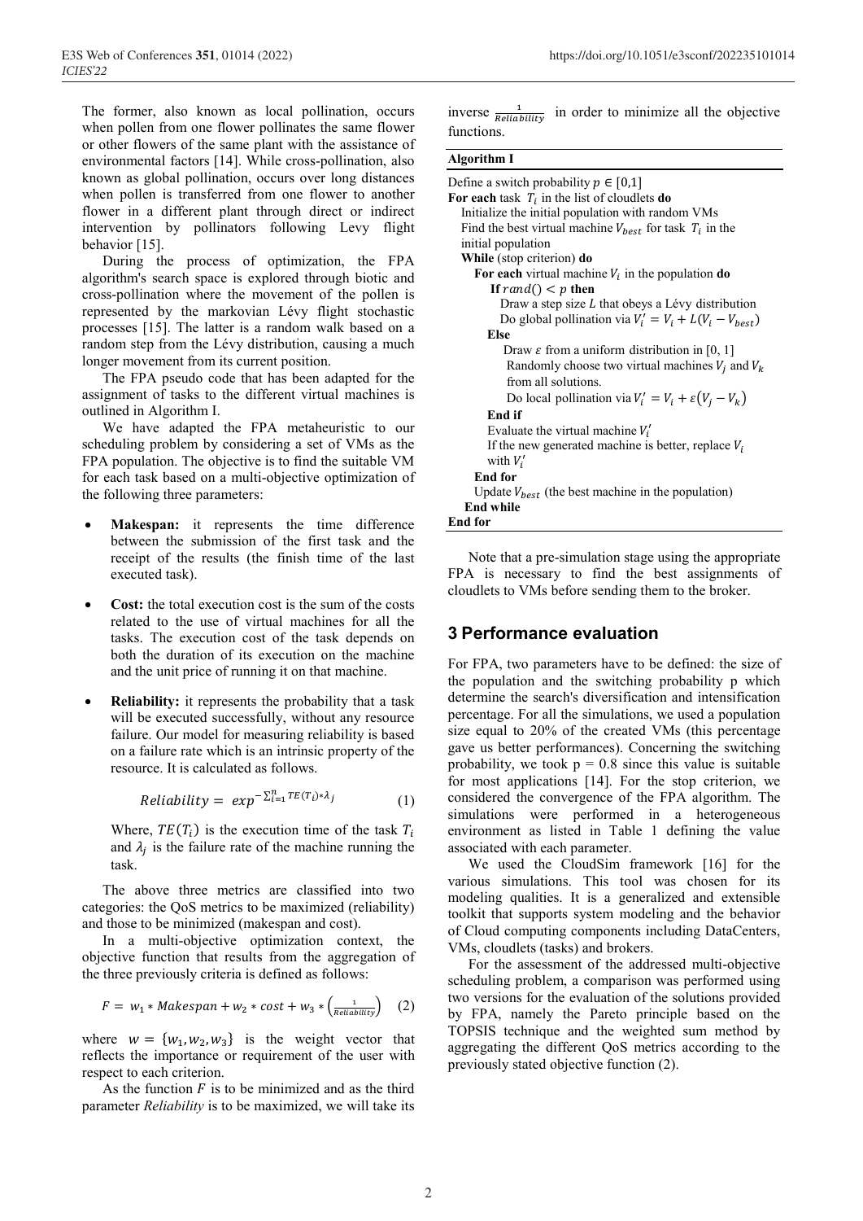The former, also known as local pollination, occurs when pollen from one flower pollinates the same flower or other flowers of the same plant with the assistance of environmental factors [14]. While cross-pollination, also known as global pollination, occurs over long distances when pollen is transferred from one flower to another flower in a different plant through direct or indirect intervention by pollinators following Levy flight behavior [15].

During the process of optimization, the FPA algorithm's search space is explored through biotic and cross-pollination where the movement of the pollen is represented by the markovian Lévy flight stochastic processes [15]. The latter is a random walk based on a random step from the Lévy distribution, causing a much longer movement from its current position.

The FPA pseudo code that has been adapted for the assignment of tasks to the different virtual machines is outlined in Algorithm I.

We have adapted the FPA metaheuristic to our scheduling problem by considering a set of VMs as the FPA population. The objective is to find the suitable VM for each task based on a multi-objective optimization of the following three parameters:

- **Makespan:** it represents the time difference between the submission of the first task and the receipt of the results (the finish time of the last executed task).
- **Cost:** the total execution cost is the sum of the costs related to the use of virtual machines for all the tasks. The execution cost of the task depends on both the duration of its execution on the machine and the unit price of running it on that machine.
- **Reliability:** it represents the probability that a task will be executed successfully, without any resource failure. Our model for measuring reliability is based on a failure rate which is an intrinsic property of the resource. It is calculated as follows.

$$Reliability = exp^{-\sum_{i=1}^{n} TE(T_i)*\lambda_j} \quad (1)$$

Where, $TE(T_i)$ is the execution time of the task $T_i$ and $\lambda_j$ is the failure rate of the machine running the task.

The above three metrics are classified into two categories: the QoS metrics to be maximized (reliability) and those to be minimized (makespan and cost).

In a multi-objective optimization context, the objective function that results from the aggregation of the three previously criteria is defined as follows:

$$F = w_1 * Makespan + w_2 * cost + w_3 * \left(\frac{1}{Reliability}\right) \quad (2)$$

where $w = \{w_1, w_2, w_3\}$ is the weight vector that reflects the importance or requirement of the user with respect to each criterion.

As the function $F$ is to be minimized and as the third parameter *Reliability* is to be maximized, we will take its inverse $\frac{1}{Reliability}$ in order to minimize all the objective functions.

**Algorithm I**

Define a switch probability $p \in [0,1]$
**For each** task $T_i$ in the list of cloudlets **do**
  Initialize the initial population with random VMs
  Find the best virtual machine $V_{best}$ for task $T_i$ in the initial population
  **While** (stop criterion) **do**
    **For each** virtual machine $V_i$ in the population **do**
      **If** $rand() < p$ **then**
        Draw a step size $L$ that obeys a Lévy distribution
        Do global pollination via $V_i' = V_i + L(V_i - V_{best})$
      **Else**
        Draw $\varepsilon$ from a uniform distribution in [0, 1]
        Randomly choose two virtual machines $V_j$ and $V_k$ from all solutions.
        Do local pollination via $V_i' = V_i + \varepsilon(V_j - V_k)$
      **End if**
      Evaluate the virtual machine $V_i'$
      If the new generated machine is better, replace $V_i$ with $V_i'$
    **End for**
    Update $V_{best}$ (the best machine in the population)
  **End while**
**End for**

Note that a pre-simulation stage using the appropriate FPA is necessary to find the best assignments of cloudlets to VMs before sending them to the broker.

## 3 Performance evaluation

For FPA, two parameters have to be defined: the size of the population and the switching probability p which determine the search's diversification and intensification percentage. For all the simulations, we used a population size equal to 20% of the created VMs (this percentage gave us better performances). Concerning the switching probability, we took p = 0.8 since this value is suitable for most applications [14]. For the stop criterion, we considered the convergence of the FPA algorithm. The simulations were performed in a heterogeneous environment as listed in Table 1 defining the value associated with each parameter.

We used the CloudSim framework [16] for the various simulations. This tool was chosen for its modeling qualities. It is a generalized and extensible toolkit that supports system modeling and the behavior of Cloud computing components including DataCenters, VMs, cloudlets (tasks) and brokers.

For the assessment of the addressed multi-objective scheduling problem, a comparison was performed using two versions for the evaluation of the solutions provided by FPA, namely the Pareto principle based on the TOPSIS technique and the weighted sum method by aggregating the different QoS metrics according to the previously stated objective function (2).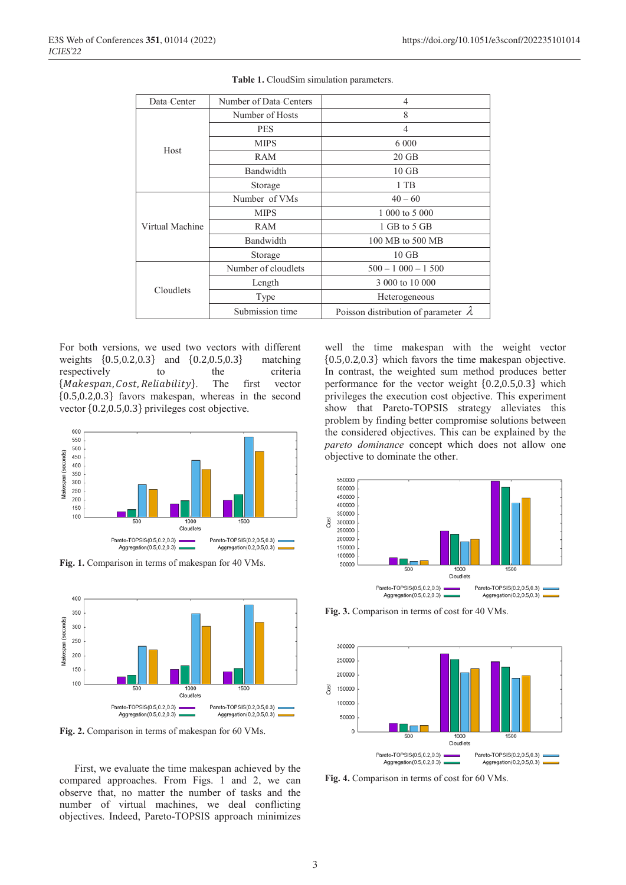**Table 1.** CloudSim simulation parameters.

| Data Center | Number of Data Centers | 4 |
|---|---|---|
| Host | Number of Hosts | 8 |
| | PES | 4 |
| | MIPS | 6 000 |
| | RAM | 20 GB |
| | Bandwidth | 10 GB |
| | Storage | 1 TB |
| Virtual Machine | Number of VMs | 40 – 60 |
| | MIPS | 1 000 to 5 000 |
| | RAM | 1 GB to 5 GB |
| | Bandwidth | 100 MB to 500 MB |
| | Storage | 10 GB |
| Cloudlets | Number of cloudlets | 500 – 1 000 – 1 500 |
| | Length | 3 000 to 10 000 |
| | Type | Heterogeneous |
| | Submission time | Poisson distribution of parameter $\lambda$ |

For both versions, we used two vectors with different weights $\{0.5,0.2,0.3\}$ and $\{0.2,0.5,0.3\}$ matching respectively to the criteria $\{Makespan, Cost, Reliability\}$. The first vector $\{0.5,0.2,0.3\}$ favors makespan, whereas in the second vector $\{0.2,0.5,0.3\}$ privileges cost objective.

**Fig. 1.** Comparison in terms of makespan for 40 VMs.

**Fig. 2.** Comparison in terms of makespan for 60 VMs.

First, we evaluate the time makespan achieved by the compared approaches. From Figs. 1 and 2, we can observe that, no matter the number of tasks and the number of virtual machines, we deal conflicting objectives. Indeed, Pareto-TOPSIS approach minimizes well the time makespan with the weight vector $\{0.5,0.2,0.3\}$ which favors the time makespan objective. In contrast, the weighted sum method produces better performance for the vector weight $\{0.2,0.5,0.3\}$ which privileges the execution cost objective. This experiment show that Pareto-TOPSIS strategy alleviates this problem by finding better compromise solutions between the considered objectives. This can be explained by the *pareto dominance* concept which does not allow one objective to dominate the other.

**Fig. 3.** Comparison in terms of cost for 40 VMs.

**Fig. 4.** Comparison in terms of cost for 60 VMs.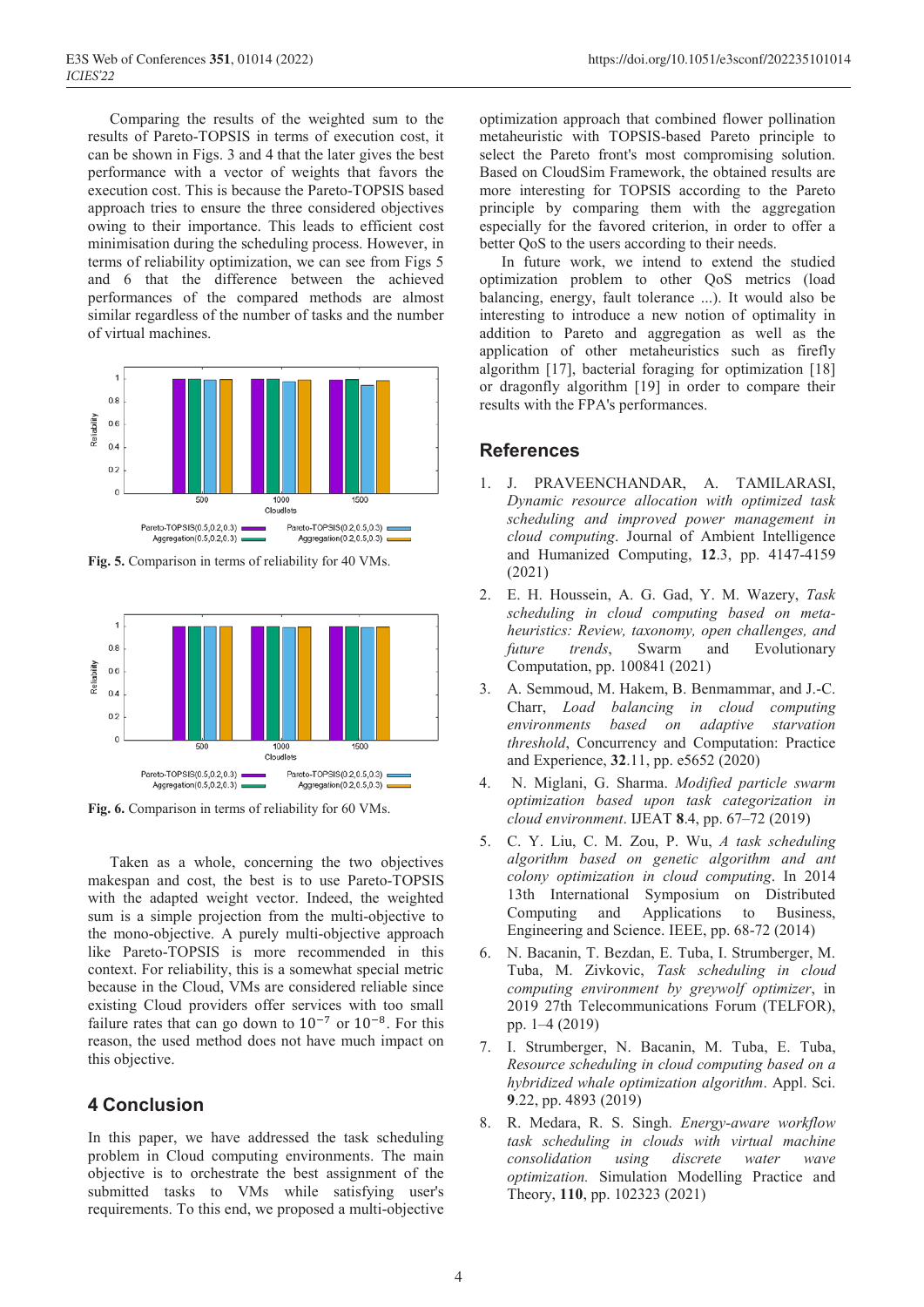Comparing the results of the weighted sum to the results of Pareto-TOPSIS in terms of execution cost, it can be shown in Figs. 3 and 4 that the later gives the best performance with a vector of weights that favors the execution cost. This is because the Pareto-TOPSIS based approach tries to ensure the three considered objectives owing to their importance. This leads to efficient cost minimisation during the scheduling process. However, in terms of reliability optimization, we can see from Figs 5 and 6 that the difference between the achieved performances of the compared methods are almost similar regardless of the number of tasks and the number of virtual machines.

**Fig. 5.** Comparison in terms of reliability for 40 VMs.

**Fig. 6.** Comparison in terms of reliability for 60 VMs.

Taken as a whole, concerning the two objectives makespan and cost, the best is to use Pareto-TOPSIS with the adapted weight vector. Indeed, the weighted sum is a simple projection from the multi-objective to the mono-objective. A purely multi-objective approach like Pareto-TOPSIS is more recommended in this context. For reliability, this is a somewhat special metric because in the Cloud, VMs are considered reliable since existing Cloud providers offer services with too small failure rates that can go down to $10^{-7}$ or $10^{-8}$. For this reason, the used method does not have much impact on this objective.

## 4 Conclusion

In this paper, we have addressed the task scheduling problem in Cloud computing environments. The main objective is to orchestrate the best assignment of the submitted tasks to VMs while satisfying user's requirements. To this end, we proposed a multi-objective optimization approach that combined flower pollination metaheuristic with TOPSIS-based Pareto principle to select the Pareto front's most compromising solution. Based on CloudSim Framework, the obtained results are more interesting for TOPSIS according to the Pareto principle by comparing them with the aggregation especially for the favored criterion, in order to offer a better QoS to the users according to their needs.

In future work, we intend to extend the studied optimization problem to other QoS metrics (load balancing, energy, fault tolerance ...). It would also be interesting to introduce a new notion of optimality in addition to Pareto and aggregation as well as the application of other metaheuristics such as firefly algorithm [17], bacterial foraging for optimization [18] or dragonfly algorithm [19] in order to compare their results with the FPA's performances.

## References

1. J. PRAVEENCHANDAR, A. TAMILARASI, *Dynamic resource allocation with optimized task scheduling and improved power management in cloud computing*. Journal of Ambient Intelligence and Humanized Computing, **12**.3, pp. 4147-4159 (2021)
2. E. H. Houssein, A. G. Gad, Y. M. Wazery, *Task scheduling in cloud computing based on meta-heuristics: Review, taxonomy, open challenges, and future trends*, Swarm and Evolutionary Computation, pp. 100841 (2021)
3. A. Semmoud, M. Hakem, B. Benmammar, and J.-C. Charr, *Load balancing in cloud computing environments based on adaptive starvation threshold*, Concurrency and Computation: Practice and Experience, **32**.11, pp. e5652 (2020)
4. N. Miglani, G. Sharma. *Modified particle swarm optimization based upon task categorization in cloud environment*. IJEAT **8**.4, pp. 67–72 (2019)
5. C. Y. Liu, C. M. Zou, P. Wu, *A task scheduling algorithm based on genetic algorithm and ant colony optimization in cloud computing*. In 2014 13th International Symposium on Distributed Computing and Applications to Business, Engineering and Science. IEEE, pp. 68-72 (2014)
6. N. Bacanin, T. Bezdan, E. Tuba, I. Strumberger, M. Tuba, M. Zivkovic, *Task scheduling in cloud computing environment by greywolf optimizer*, in 2019 27th Telecommunications Forum (TELFOR), pp. 1–4 (2019)
7. I. Strumberger, N. Bacanin, M. Tuba, E. Tuba, *Resource scheduling in cloud computing based on a hybridized whale optimization algorithm*. Appl. Sci. **9**.22, pp. 4893 (2019)
8. R. Medara, R. S. Singh. *Energy-aware workflow task scheduling in clouds with virtual machine consolidation using discrete water wave optimization.* Simulation Modelling Practice and Theory, **110**, pp. 102323 (2021)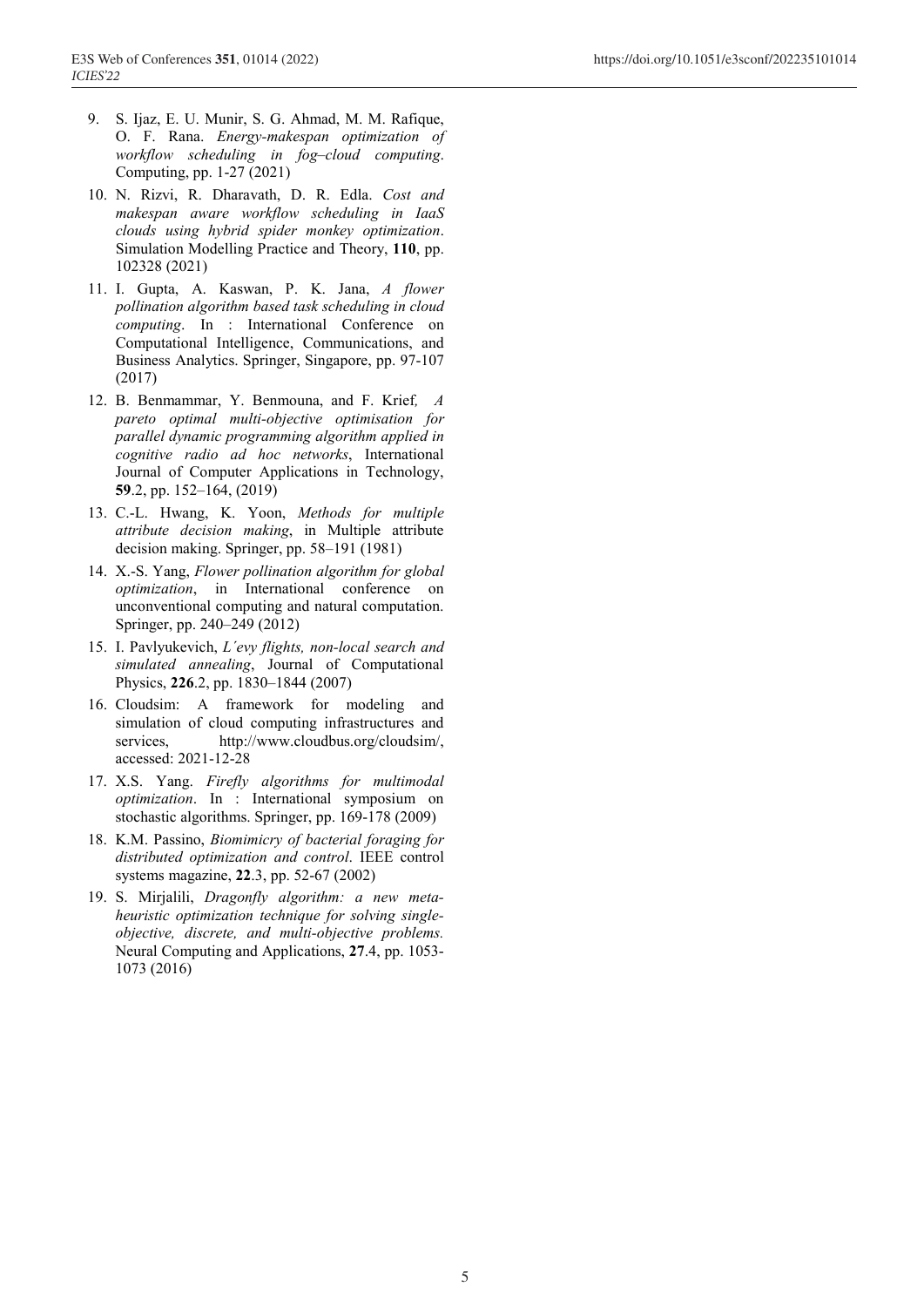9. S. Ijaz, E. U. Munir, S. G. Ahmad, M. M. Rafique, O. F. Rana. *Energy-makespan optimization of workflow scheduling in fog–cloud computing*. Computing, pp. 1-27 (2021)
10. N. Rizvi, R. Dharavath, D. R. Edla. *Cost and makespan aware workflow scheduling in IaaS clouds using hybrid spider monkey optimization*. Simulation Modelling Practice and Theory, **110**, pp. 102328 (2021)
11. I. Gupta, A. Kaswan, P. K. Jana, *A flower pollination algorithm based task scheduling in cloud computing*. In : International Conference on Computational Intelligence, Communications, and Business Analytics. Springer, Singapore, pp. 97-107 (2017)
12. B. Benmammar, Y. Benmouna, and F. Krief*, A pareto optimal multi-objective optimisation for parallel dynamic programming algorithm applied in cognitive radio ad hoc networks*, International Journal of Computer Applications in Technology, **59**.2, pp. 152–164, (2019)
13. C.-L. Hwang, K. Yoon, *Methods for multiple attribute decision making*, in Multiple attribute decision making. Springer, pp. 58–191 (1981)
14. X.-S. Yang, *Flower pollination algorithm for global optimization*, in International conference on unconventional computing and natural computation. Springer, pp. 240–249 (2012)
15. I. Pavlyukevich, *L´evy flights, non-local search and simulated annealing*, Journal of Computational Physics, **226**.2, pp. 1830–1844 (2007)
16. Cloudsim: A framework for modeling and simulation of cloud computing infrastructures and services, http://www.cloudbus.org/cloudsim/, accessed: 2021-12-28
17. X.S. Yang. *Firefly algorithms for multimodal optimization*. In : International symposium on stochastic algorithms. Springer, pp. 169-178 (2009)
18. K.M. Passino, *Biomimicry of bacterial foraging for distributed optimization and control*. IEEE control systems magazine, **22**.3, pp. 52-67 (2002)
19. S. Mirjalili, *Dragonfly algorithm: a new meta-heuristic optimization technique for solving single-objective, discrete, and multi-objective problems.* Neural Computing and Applications, **27**.4, pp. 1053-1073 (2016)